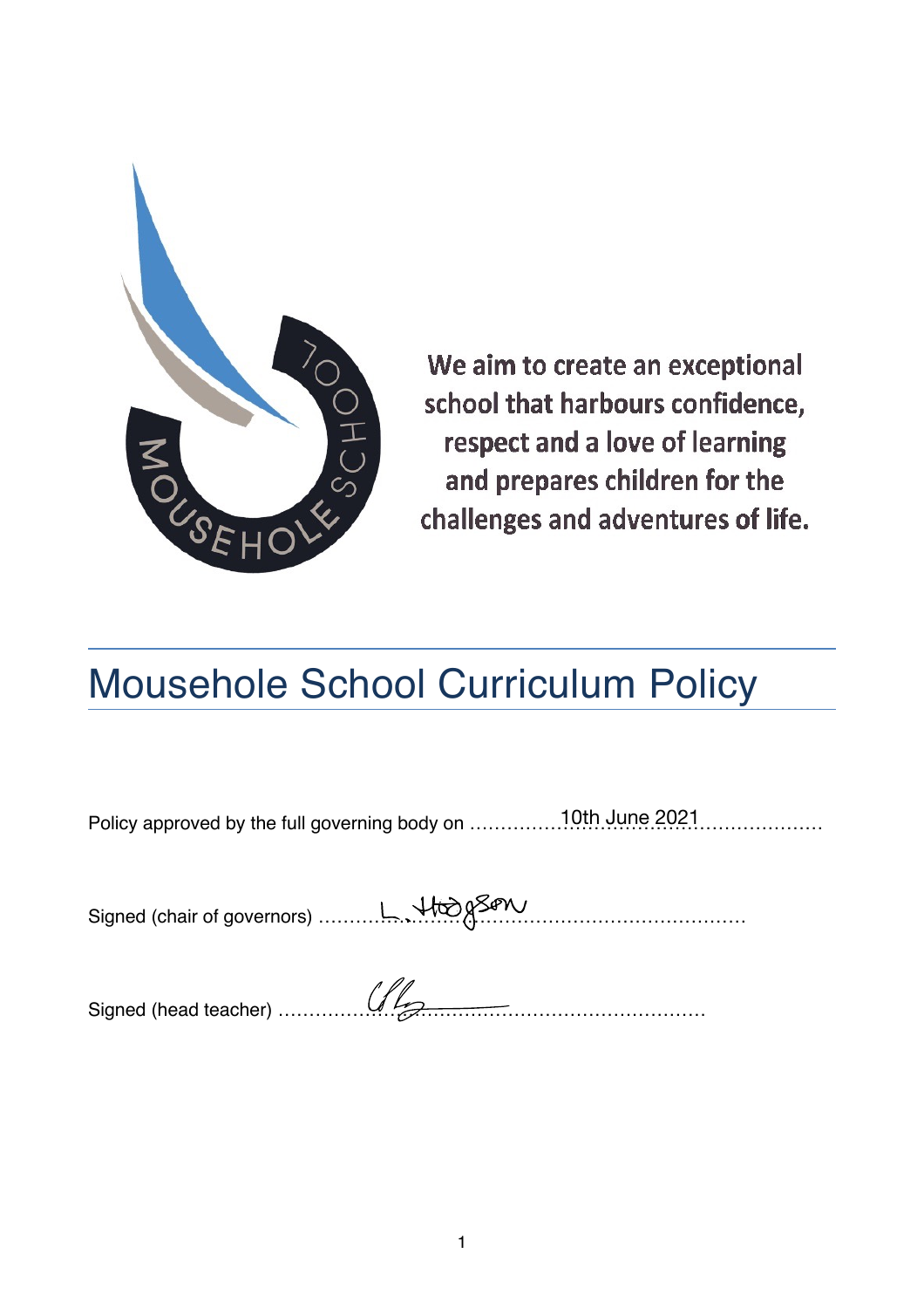We aim to create an exceptional school that harbours confidence, respect and a love of learning and prepares children for the challenges and adventures of life.

# Mousehole School Curriculum Policy

Policy approved by the full governing body on ……10th June 2021……

Signed (chair of governors) ……L. Hodgson……

Signed (head teacher) ……………………………………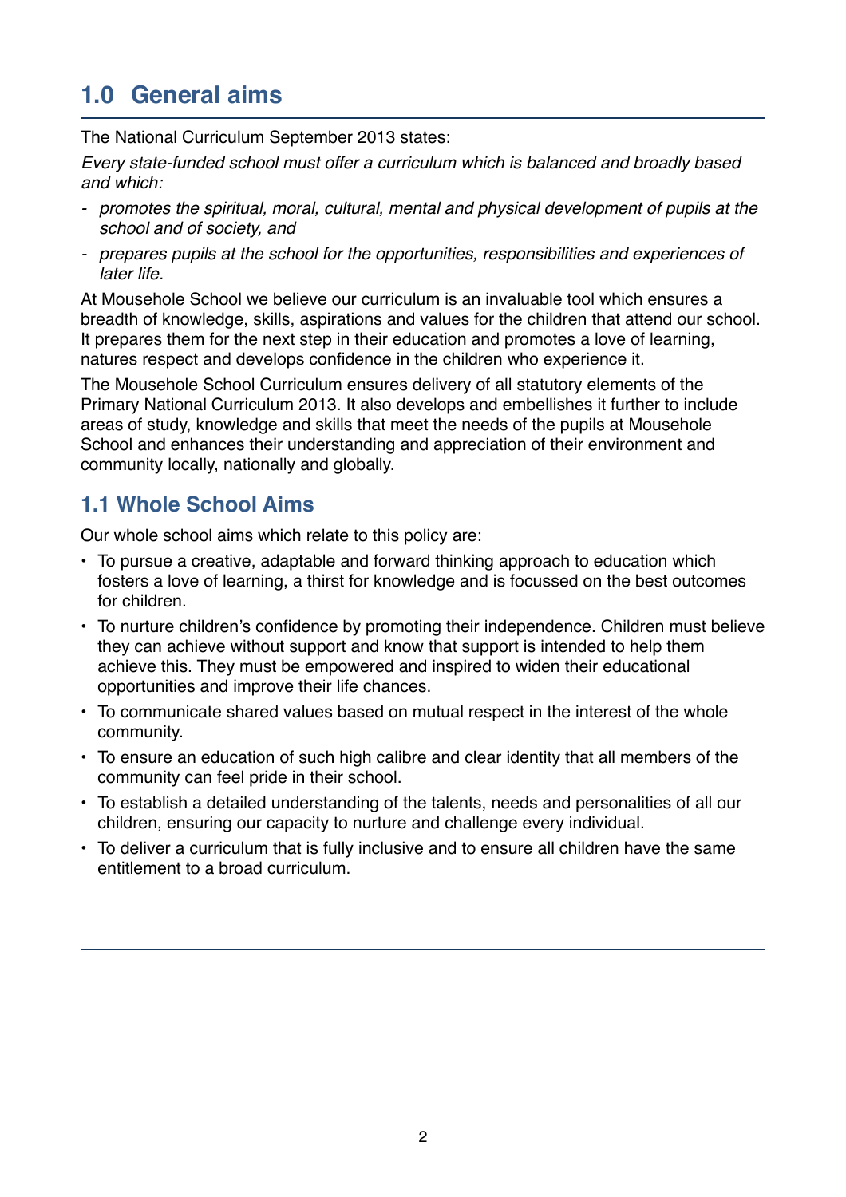## 1.0 General aims

The National Curriculum September 2013 states:

*Every state-funded school must offer a curriculum which is balanced and broadly based and which:*

- *promotes the spiritual, moral, cultural, mental and physical development of pupils at the school and of society, and*
- *prepares pupils at the school for the opportunities, responsibilities and experiences of later life.*

At Mousehole School we believe our curriculum is an invaluable tool which ensures a breadth of knowledge, skills, aspirations and values for the children that attend our school. It prepares them for the next step in their education and promotes a love of learning, natures respect and develops confidence in the children who experience it.

The Mousehole School Curriculum ensures delivery of all statutory elements of the Primary National Curriculum 2013. It also develops and embellishes it further to include areas of study, knowledge and skills that meet the needs of the pupils at Mousehole School and enhances their understanding and appreciation of their environment and community locally, nationally and globally.

### 1.1 Whole School Aims

Our whole school aims which relate to this policy are:

- To pursue a creative, adaptable and forward thinking approach to education which fosters a love of learning, a thirst for knowledge and is focussed on the best outcomes for children.
- To nurture children's confidence by promoting their independence. Children must believe they can achieve without support and know that support is intended to help them achieve this. They must be empowered and inspired to widen their educational opportunities and improve their life chances.
- To communicate shared values based on mutual respect in the interest of the whole community.
- To ensure an education of such high calibre and clear identity that all members of the community can feel pride in their school.
- To establish a detailed understanding of the talents, needs and personalities of all our children, ensuring our capacity to nurture and challenge every individual.
- To deliver a curriculum that is fully inclusive and to ensure all children have the same entitlement to a broad curriculum.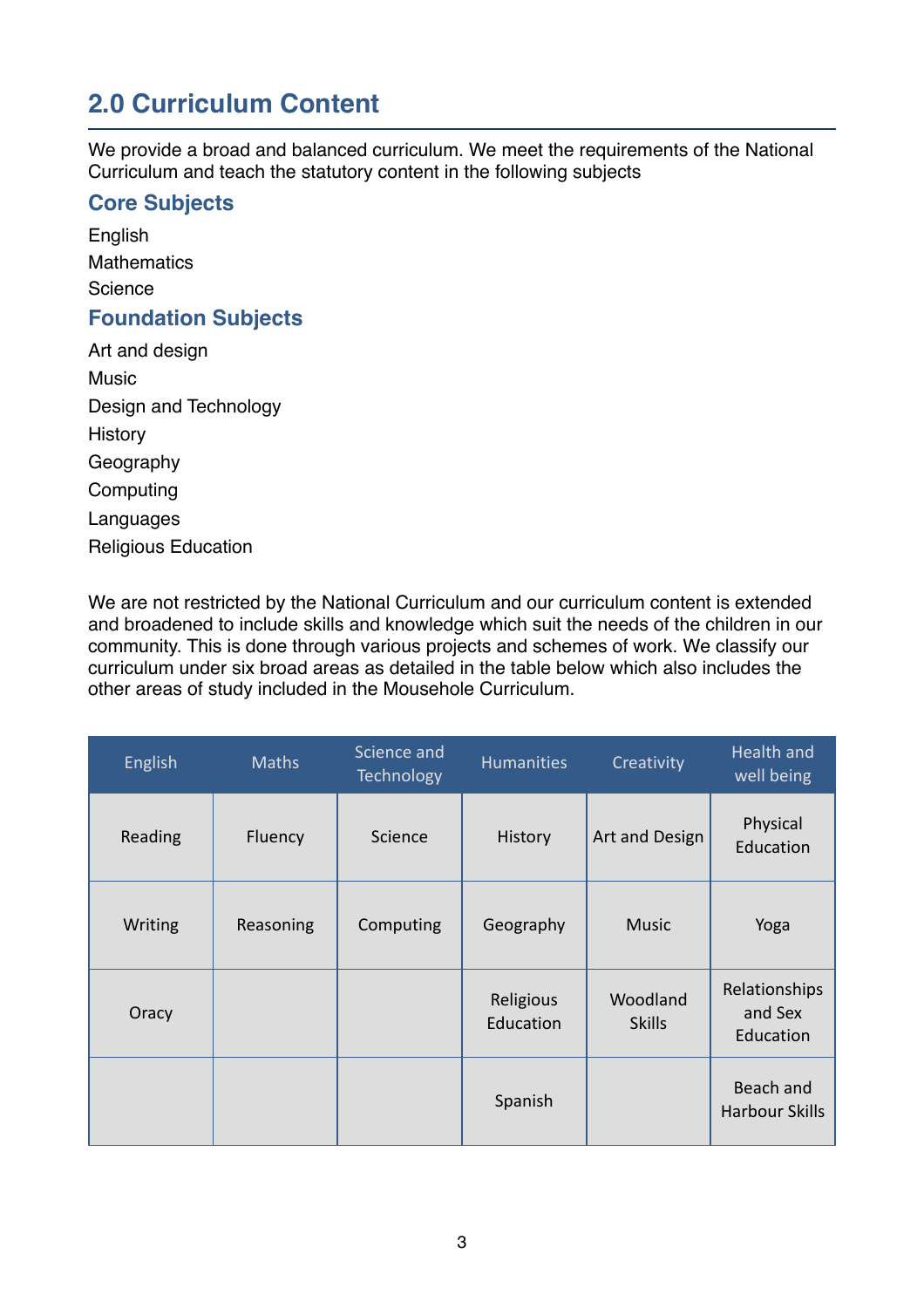## 2.0 Curriculum Content

We provide a broad and balanced curriculum. We meet the requirements of the National Curriculum and teach the statutory content in the following subjects

### Core Subjects

English
Mathematics
Science

### Foundation Subjects

Art and design
Music
Design and Technology
History
Geography
Computing
Languages
Religious Education

We are not restricted by the National Curriculum and our curriculum content is extended and broadened to include skills and knowledge which suit the needs of the children in our community. This is done through various projects and schemes of work. We classify our curriculum under six broad areas as detailed in the table below which also includes the other areas of study included in the Mousehole Curriculum.

| English | Maths | Science and Technology | Humanities | Creativity | Health and well being |
|---|---|---|---|---|---|
| Reading | Fluency | Science | History | Art and Design | Physical Education |
| Writing | Reasoning | Computing | Geography | Music | Yoga |
| Oracy | | | Religious Education | Woodland Skills | Relationships and Sex Education |
| | | | Spanish | | Beach and Harbour Skills |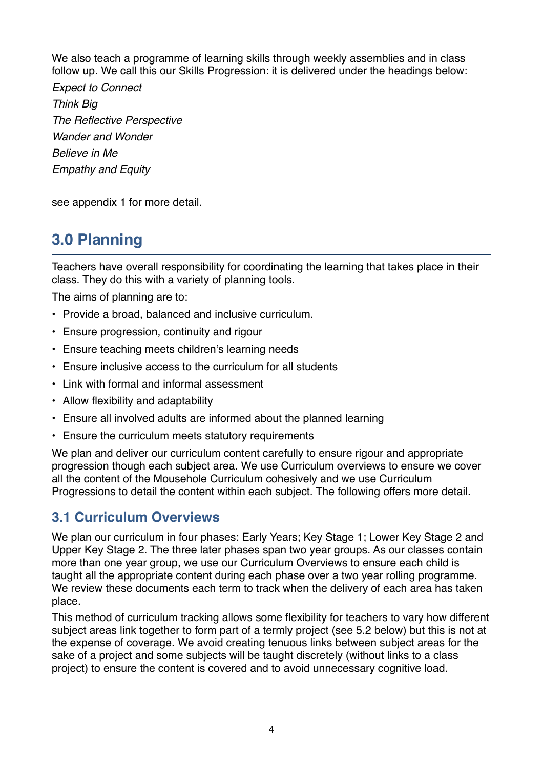We also teach a programme of learning skills through weekly assemblies and in class follow up. We call this our Skills Progression: it is delivered under the headings below:

*Expect to Connect*

*Think Big*

*The Reflective Perspective*

*Wander and Wonder*

*Believe in Me*

*Empathy and Equity*

see appendix 1 for more detail.

## 3.0 Planning

Teachers have overall responsibility for coordinating the learning that takes place in their class. They do this with a variety of planning tools.

The aims of planning are to:

- Provide a broad, balanced and inclusive curriculum.
- Ensure progression, continuity and rigour
- Ensure teaching meets children's learning needs
- Ensure inclusive access to the curriculum for all students
- Link with formal and informal assessment
- Allow flexibility and adaptability
- Ensure all involved adults are informed about the planned learning
- Ensure the curriculum meets statutory requirements

We plan and deliver our curriculum content carefully to ensure rigour and appropriate progression though each subject area. We use Curriculum overviews to ensure we cover all the content of the Mousehole Curriculum cohesively and we use Curriculum Progressions to detail the content within each subject. The following offers more detail.

### 3.1 Curriculum Overviews

We plan our curriculum in four phases: Early Years; Key Stage 1; Lower Key Stage 2 and Upper Key Stage 2. The three later phases span two year groups. As our classes contain more than one year group, we use our Curriculum Overviews to ensure each child is taught all the appropriate content during each phase over a two year rolling programme. We review these documents each term to track when the delivery of each area has taken place.

This method of curriculum tracking allows some flexibility for teachers to vary how different subject areas link together to form part of a termly project (see 5.2 below) but this is not at the expense of coverage. We avoid creating tenuous links between subject areas for the sake of a project and some subjects will be taught discretely (without links to a class project) to ensure the content is covered and to avoid unnecessary cognitive load.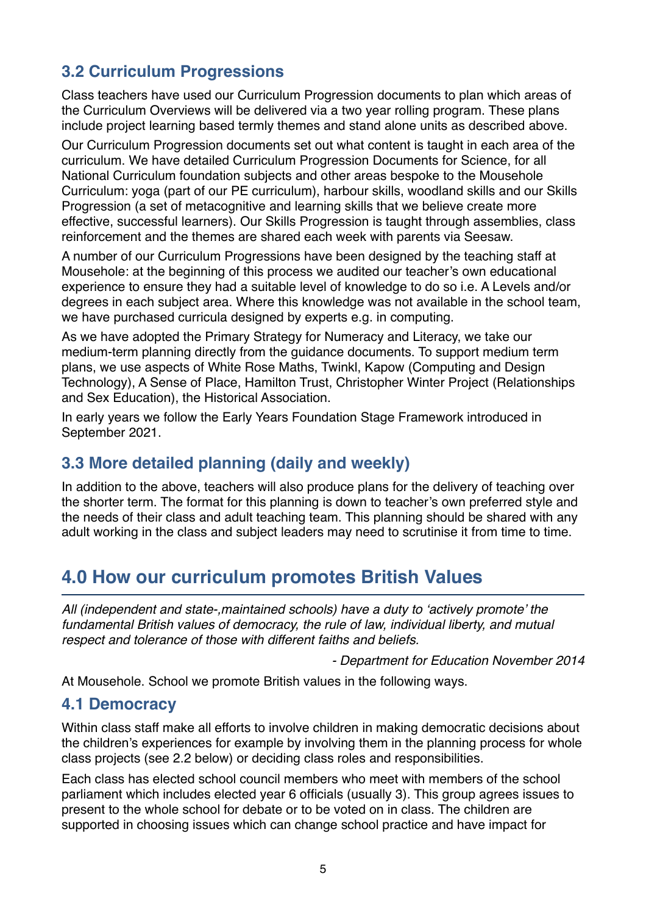### 3.2 Curriculum Progressions

Class teachers have used our Curriculum Progression documents to plan which areas of the Curriculum Overviews will be delivered via a two year rolling program. These plans include project learning based termly themes and stand alone units as described above.

Our Curriculum Progression documents set out what content is taught in each area of the curriculum. We have detailed Curriculum Progression Documents for Science, for all National Curriculum foundation subjects and other areas bespoke to the Mousehole Curriculum: yoga (part of our PE curriculum), harbour skills, woodland skills and our Skills Progression (a set of metacognitive and learning skills that we believe create more effective, successful learners). Our Skills Progression is taught through assemblies, class reinforcement and the themes are shared each week with parents via Seesaw.

A number of our Curriculum Progressions have been designed by the teaching staff at Mousehole: at the beginning of this process we audited our teacher's own educational experience to ensure they had a suitable level of knowledge to do so i.e. A Levels and/or degrees in each subject area. Where this knowledge was not available in the school team, we have purchased curricula designed by experts e.g. in computing.

As we have adopted the Primary Strategy for Numeracy and Literacy, we take our medium-term planning directly from the guidance documents. To support medium term plans, we use aspects of White Rose Maths, Twinkl, Kapow (Computing and Design Technology), A Sense of Place, Hamilton Trust, Christopher Winter Project (Relationships and Sex Education), the Historical Association.

In early years we follow the Early Years Foundation Stage Framework introduced in September 2021.

### 3.3 More detailed planning (daily and weekly)

In addition to the above, teachers will also produce plans for the delivery of teaching over the shorter term. The format for this planning is down to teacher's own preferred style and the needs of their class and adult teaching team. This planning should be shared with any adult working in the class and subject leaders may need to scrutinise it from time to time.

## 4.0 How our curriculum promotes British Values

*All (independent and state-,maintained schools) have a duty to 'actively promote' the fundamental British values of democracy, the rule of law, individual liberty, and mutual respect and tolerance of those with different faiths and beliefs.*

*- Department for Education November 2014*

At Mousehole. School we promote British values in the following ways.

### 4.1 Democracy

Within class staff make all efforts to involve children in making democratic decisions about the children's experiences for example by involving them in the planning process for whole class projects (see 2.2 below) or deciding class roles and responsibilities.

Each class has elected school council members who meet with members of the school parliament which includes elected year 6 officials (usually 3). This group agrees issues to present to the whole school for debate or to be voted on in class. The children are supported in choosing issues which can change school practice and have impact for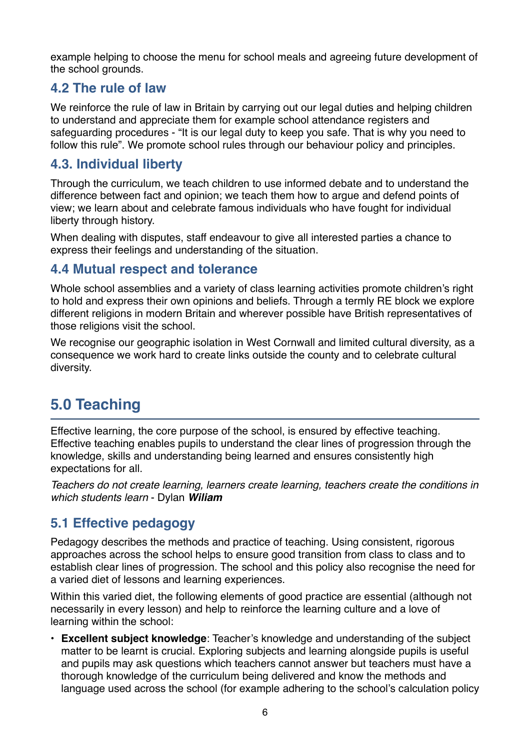example helping to choose the menu for school meals and agreeing future development of the school grounds.

### 4.2 The rule of law

We reinforce the rule of law in Britain by carrying out our legal duties and helping children to understand and appreciate them for example school attendance registers and safeguarding procedures - "It is our legal duty to keep you safe. That is why you need to follow this rule". We promote school rules through our behaviour policy and principles.

### 4.3. Individual liberty

Through the curriculum, we teach children to use informed debate and to understand the difference between fact and opinion; we teach them how to argue and defend points of view; we learn about and celebrate famous individuals who have fought for individual liberty through history.

When dealing with disputes, staff endeavour to give all interested parties a chance to express their feelings and understanding of the situation.

### 4.4 Mutual respect and tolerance

Whole school assemblies and a variety of class learning activities promote children's right to hold and express their own opinions and beliefs. Through a termly RE block we explore different religions in modern Britain and wherever possible have British representatives of those religions visit the school.

We recognise our geographic isolation in West Cornwall and limited cultural diversity, as a consequence we work hard to create links outside the county and to celebrate cultural diversity.

## 5.0 Teaching

Effective learning, the core purpose of the school, is ensured by effective teaching. Effective teaching enables pupils to understand the clear lines of progression through the knowledge, skills and understanding being learned and ensures consistently high expectations for all.

*Teachers do not create learning, learners create learning, teachers create the conditions in which students learn* - Dylan ***Wiliam***

### 5.1 Effective pedagogy

Pedagogy describes the methods and practice of teaching. Using consistent, rigorous approaches across the school helps to ensure good transition from class to class and to establish clear lines of progression. The school and this policy also recognise the need for a varied diet of lessons and learning experiences.

Within this varied diet, the following elements of good practice are essential (although not necessarily in every lesson) and help to reinforce the learning culture and a love of learning within the school:

- **Excellent subject knowledge**: Teacher's knowledge and understanding of the subject matter to be learnt is crucial. Exploring subjects and learning alongside pupils is useful and pupils may ask questions which teachers cannot answer but teachers must have a thorough knowledge of the curriculum being delivered and know the methods and language used across the school (for example adhering to the school's calculation policy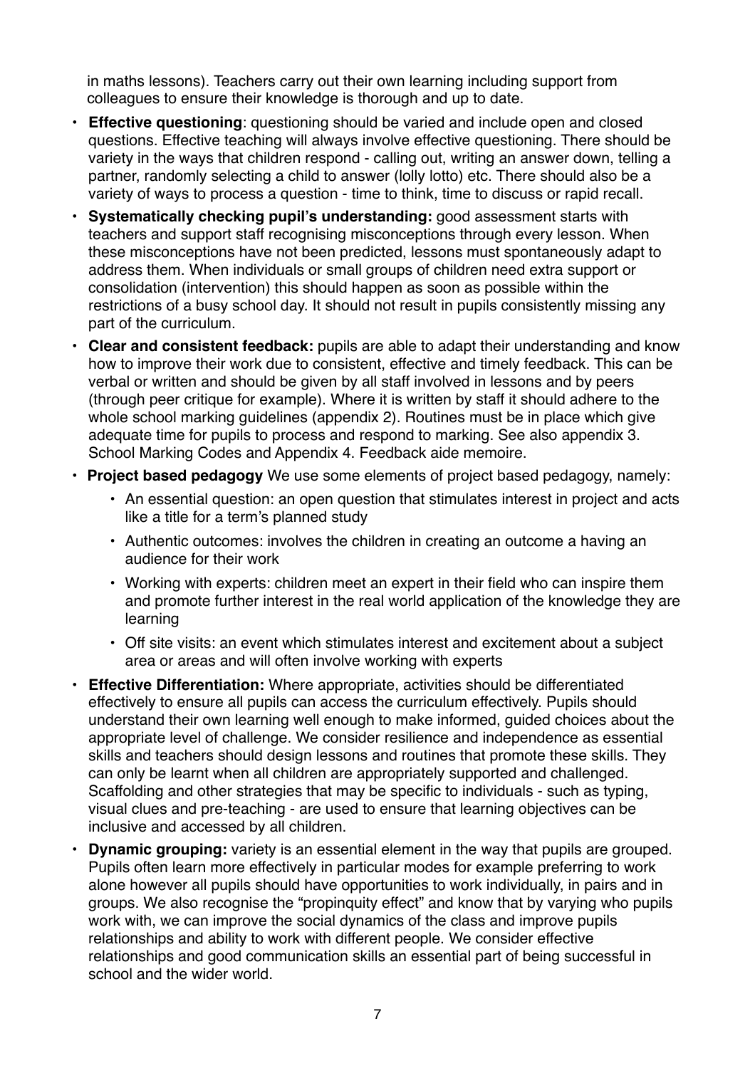in maths lessons). Teachers carry out their own learning including support from colleagues to ensure their knowledge is thorough and up to date.

- **Effective questioning**: questioning should be varied and include open and closed questions. Effective teaching will always involve effective questioning. There should be variety in the ways that children respond - calling out, writing an answer down, telling a partner, randomly selecting a child to answer (lolly lotto) etc. There should also be a variety of ways to process a question - time to think, time to discuss or rapid recall.
- **Systematically checking pupil's understanding:** good assessment starts with teachers and support staff recognising misconceptions through every lesson. When these misconceptions have not been predicted, lessons must spontaneously adapt to address them. When individuals or small groups of children need extra support or consolidation (intervention) this should happen as soon as possible within the restrictions of a busy school day. It should not result in pupils consistently missing any part of the curriculum.
- **Clear and consistent feedback:** pupils are able to adapt their understanding and know how to improve their work due to consistent, effective and timely feedback. This can be verbal or written and should be given by all staff involved in lessons and by peers (through peer critique for example). Where it is written by staff it should adhere to the whole school marking guidelines (appendix 2). Routines must be in place which give adequate time for pupils to process and respond to marking. See also appendix 3. School Marking Codes and Appendix 4. Feedback aide memoire.
- **Project based pedagogy** We use some elements of project based pedagogy, namely:
  - An essential question: an open question that stimulates interest in project and acts like a title for a term's planned study
  - Authentic outcomes: involves the children in creating an outcome a having an audience for their work
  - Working with experts: children meet an expert in their field who can inspire them and promote further interest in the real world application of the knowledge they are learning
  - Off site visits: an event which stimulates interest and excitement about a subject area or areas and will often involve working with experts
- **Effective Differentiation:** Where appropriate, activities should be differentiated effectively to ensure all pupils can access the curriculum effectively. Pupils should understand their own learning well enough to make informed, guided choices about the appropriate level of challenge. We consider resilience and independence as essential skills and teachers should design lessons and routines that promote these skills. They can only be learnt when all children are appropriately supported and challenged. Scaffolding and other strategies that may be specific to individuals - such as typing, visual clues and pre-teaching - are used to ensure that learning objectives can be inclusive and accessed by all children.
- **Dynamic grouping:** variety is an essential element in the way that pupils are grouped. Pupils often learn more effectively in particular modes for example preferring to work alone however all pupils should have opportunities to work individually, in pairs and in groups. We also recognise the "propinquity effect" and know that by varying who pupils work with, we can improve the social dynamics of the class and improve pupils relationships and ability to work with different people. We consider effective relationships and good communication skills an essential part of being successful in school and the wider world.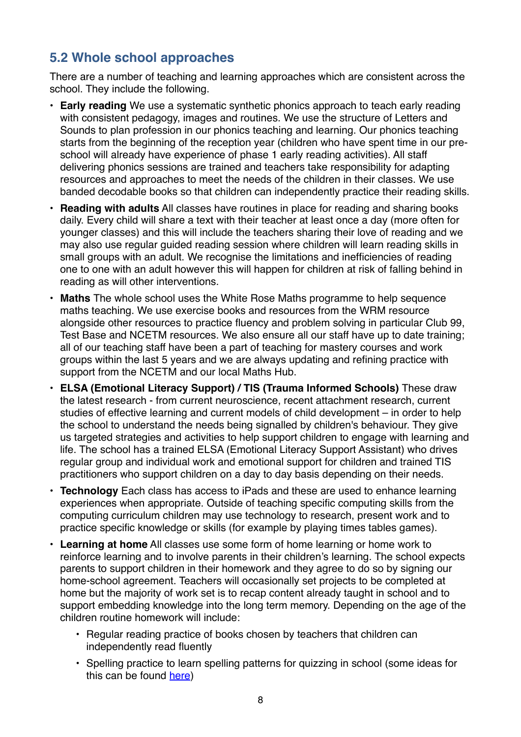## 5.2 Whole school approaches

There are a number of teaching and learning approaches which are consistent across the school. They include the following.

- **Early reading** We use a systematic synthetic phonics approach to teach early reading with consistent pedagogy, images and routines. We use the structure of Letters and Sounds to plan profession in our phonics teaching and learning. Our phonics teaching starts from the beginning of the reception year (children who have spent time in our pre-school will already have experience of phase 1 early reading activities). All staff delivering phonics sessions are trained and teachers take responsibility for adapting resources and approaches to meet the needs of the children in their classes. We use banded decodable books so that children can independently practice their reading skills.
- **Reading with adults** All classes have routines in place for reading and sharing books daily. Every child will share a text with their teacher at least once a day (more often for younger classes) and this will include the teachers sharing their love of reading and we may also use regular guided reading session where children will learn reading skills in small groups with an adult. We recognise the limitations and inefficiencies of reading one to one with an adult however this will happen for children at risk of falling behind in reading as will other interventions.
- **Maths** The whole school uses the White Rose Maths programme to help sequence maths teaching. We use exercise books and resources from the WRM resource alongside other resources to practice fluency and problem solving in particular Club 99, Test Base and NCETM resources. We also ensure all our staff have up to date training; all of our teaching staff have been a part of teaching for mastery courses and work groups within the last 5 years and we are always updating and refining practice with support from the NCETM and our local Maths Hub.
- **ELSA (Emotional Literacy Support) / TIS (Trauma Informed Schools)** These draw the latest research - from current neuroscience, recent attachment research, current studies of effective learning and current models of child development – in order to help the school to understand the needs being signalled by children's behaviour. They give us targeted strategies and activities to help support children to engage with learning and life. The school has a trained ELSA (Emotional Literacy Support Assistant) who drives regular group and individual work and emotional support for children and trained TIS practitioners who support children on a day to day basis depending on their needs.
- **Technology** Each class has access to iPads and these are used to enhance learning experiences when appropriate. Outside of teaching specific computing skills from the computing curriculum children may use technology to research, present work and to practice specific knowledge or skills (for example by playing times tables games).
- **Learning at home** All classes use some form of home learning or home work to reinforce learning and to involve parents in their children's learning. The school expects parents to support children in their homework and they agree to do so by signing our home-school agreement. Teachers will occasionally set projects to be completed at home but the majority of work set is to recap content already taught in school and to support embedding knowledge into the long term memory. Depending on the age of the children routine homework will include:
  - Regular reading practice of books chosen by teachers that children can independently read fluently
  - Spelling practice to learn spelling patterns for quizzing in school (some ideas for this can be found here)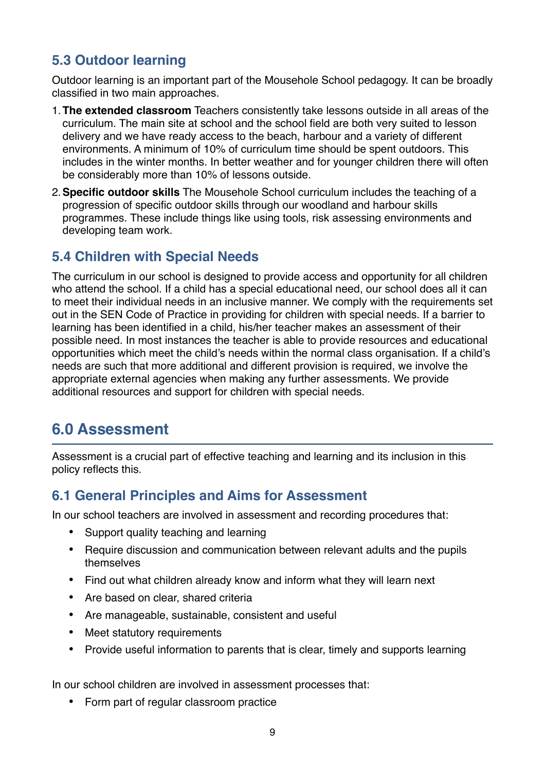### 5.3 Outdoor learning

Outdoor learning is an important part of the Mousehole School pedagogy. It can be broadly classified in two main approaches.

1. **The extended classroom** Teachers consistently take lessons outside in all areas of the curriculum. The main site at school and the school field are both very suited to lesson delivery and we have ready access to the beach, harbour and a variety of different environments. A minimum of 10% of curriculum time should be spent outdoors. This includes in the winter months. In better weather and for younger children there will often be considerably more than 10% of lessons outside.
2. **Specific outdoor skills** The Mousehole School curriculum includes the teaching of a progression of specific outdoor skills through our woodland and harbour skills programmes. These include things like using tools, risk assessing environments and developing team work.

### 5.4 Children with Special Needs

The curriculum in our school is designed to provide access and opportunity for all children who attend the school. If a child has a special educational need, our school does all it can to meet their individual needs in an inclusive manner. We comply with the requirements set out in the SEN Code of Practice in providing for children with special needs. If a barrier to learning has been identified in a child, his/her teacher makes an assessment of their possible need. In most instances the teacher is able to provide resources and educational opportunities which meet the child's needs within the normal class organisation. If a child's needs are such that more additional and different provision is required, we involve the appropriate external agencies when making any further assessments. We provide additional resources and support for children with special needs.

## 6.0 Assessment

Assessment is a crucial part of effective teaching and learning and its inclusion in this policy reflects this.

### 6.1 General Principles and Aims for Assessment

In our school teachers are involved in assessment and recording procedures that:

- Support quality teaching and learning
- Require discussion and communication between relevant adults and the pupils themselves
- Find out what children already know and inform what they will learn next
- Are based on clear, shared criteria
- Are manageable, sustainable, consistent and useful
- Meet statutory requirements
- Provide useful information to parents that is clear, timely and supports learning

In our school children are involved in assessment processes that:

- Form part of regular classroom practice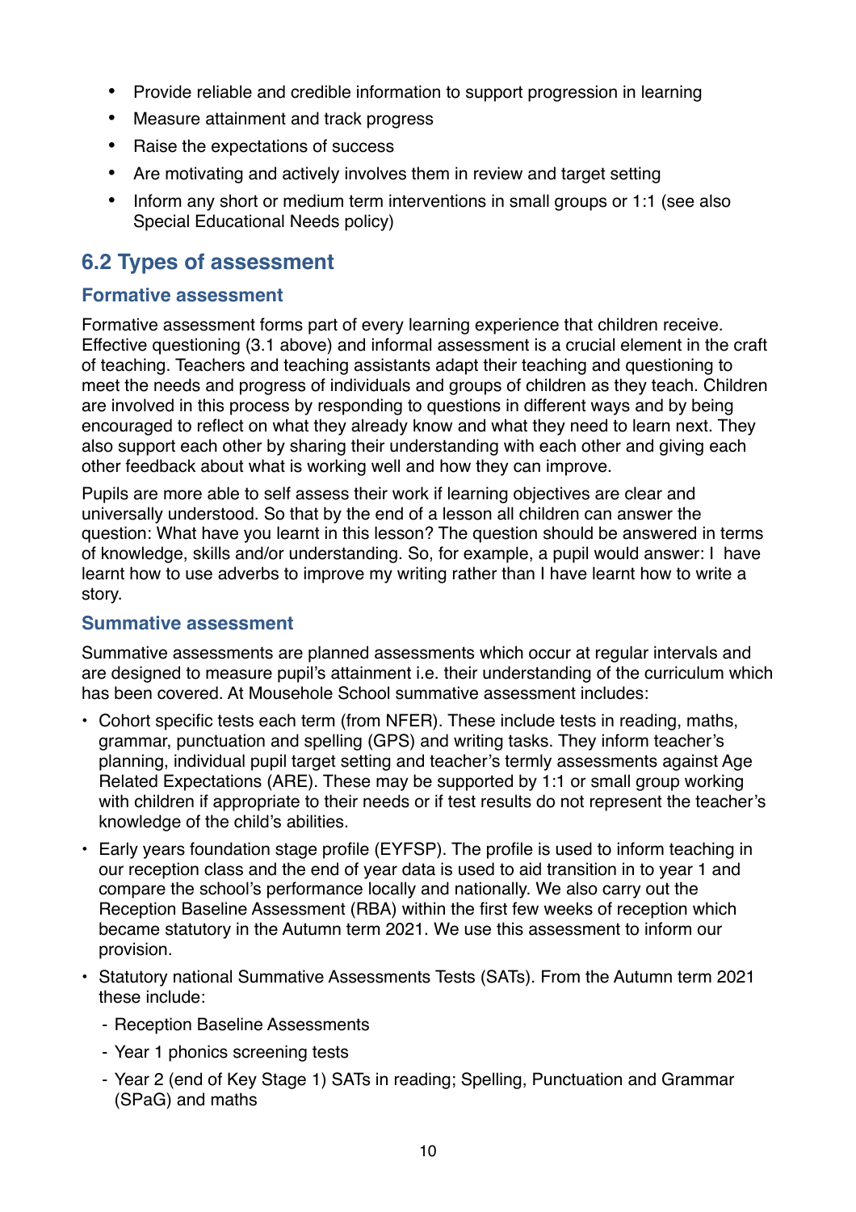- Provide reliable and credible information to support progression in learning
- Measure attainment and track progress
- Raise the expectations of success
- Are motivating and actively involves them in review and target setting
- Inform any short or medium term interventions in small groups or 1:1 (see also Special Educational Needs policy)

## 6.2 Types of assessment

### Formative assessment

Formative assessment forms part of every learning experience that children receive. Effective questioning (3.1 above) and informal assessment is a crucial element in the craft of teaching. Teachers and teaching assistants adapt their teaching and questioning to meet the needs and progress of individuals and groups of children as they teach. Children are involved in this process by responding to questions in different ways and by being encouraged to reflect on what they already know and what they need to learn next. They also support each other by sharing their understanding with each other and giving each other feedback about what is working well and how they can improve.

Pupils are more able to self assess their work if learning objectives are clear and universally understood. So that by the end of a lesson all children can answer the question: What have you learnt in this lesson? The question should be answered in terms of knowledge, skills and/or understanding. So, for example, a pupil would answer: I have learnt how to use adverbs to improve my writing rather than I have learnt how to write a story.

### Summative assessment

Summative assessments are planned assessments which occur at regular intervals and are designed to measure pupil's attainment i.e. their understanding of the curriculum which has been covered. At Mousehole School summative assessment includes:

- Cohort specific tests each term (from NFER). These include tests in reading, maths, grammar, punctuation and spelling (GPS) and writing tasks. They inform teacher's planning, individual pupil target setting and teacher's termly assessments against Age Related Expectations (ARE). These may be supported by 1:1 or small group working with children if appropriate to their needs or if test results do not represent the teacher's knowledge of the child's abilities.
- Early years foundation stage profile (EYFSP). The profile is used to inform teaching in our reception class and the end of year data is used to aid transition in to year 1 and compare the school's performance locally and nationally. We also carry out the Reception Baseline Assessment (RBA) within the first few weeks of reception which became statutory in the Autumn term 2021. We use this assessment to inform our provision.
- Statutory national Summative Assessments Tests (SATs). From the Autumn term 2021 these include:
  - Reception Baseline Assessments
  - Year 1 phonics screening tests
  - Year 2 (end of Key Stage 1) SATs in reading; Spelling, Punctuation and Grammar (SPaG) and maths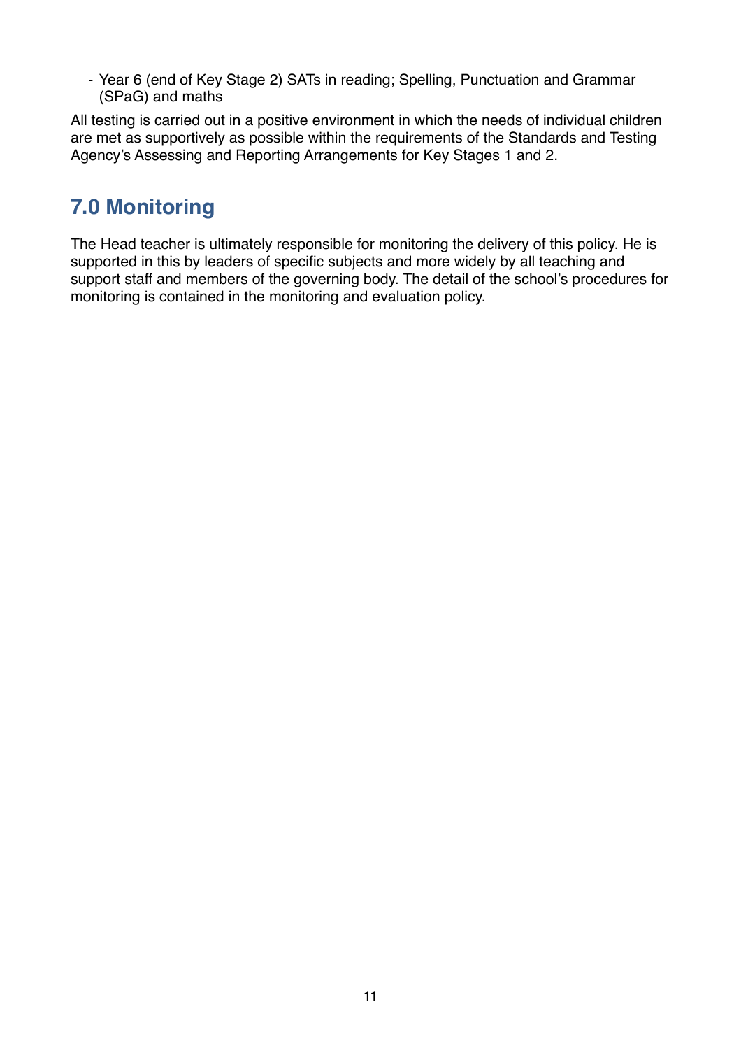- Year 6 (end of Key Stage 2) SATs in reading; Spelling, Punctuation and Grammar (SPaG) and maths

All testing is carried out in a positive environment in which the needs of individual children are met as supportively as possible within the requirements of the Standards and Testing Agency's Assessing and Reporting Arrangements for Key Stages 1 and 2.

## 7.0 Monitoring

The Head teacher is ultimately responsible for monitoring the delivery of this policy. He is supported in this by leaders of specific subjects and more widely by all teaching and support staff and members of the governing body. The detail of the school's procedures for monitoring is contained in the monitoring and evaluation policy.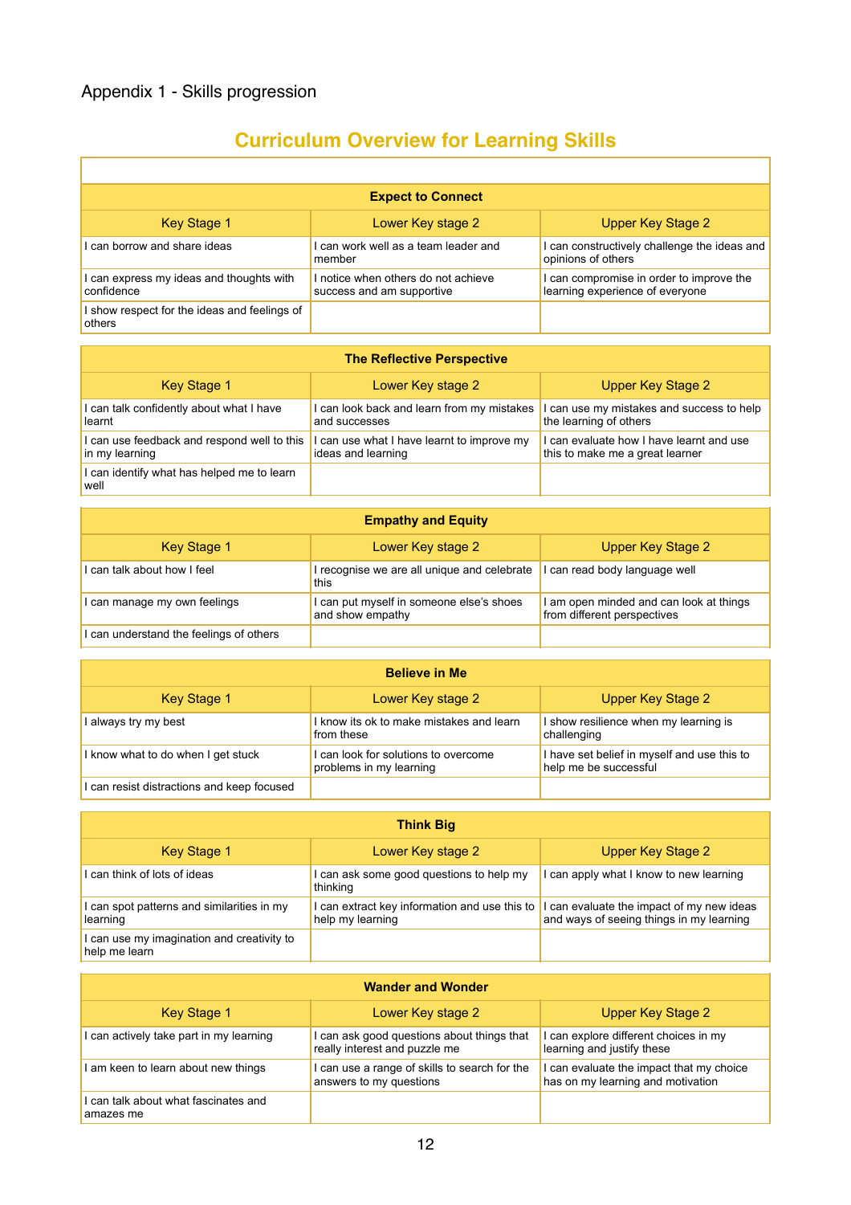Appendix 1 - Skills progression

## Curriculum Overview for Learning Skills

| Expect to Connect | | |
|---|---|---|
| **Key Stage 1** | **Lower Key stage 2** | **Upper Key Stage 2** |
| I can borrow and share ideas | I can work well as a team leader and member | I can constructively challenge the ideas and opinions of others |
| I can express my ideas and thoughts with confidence | I notice when others do not achieve success and am supportive | I can compromise in order to improve the learning experience of everyone |
| I show respect for the ideas and feelings of others | | |

| The Reflective Perspective | | |
|---|---|---|
| **Key Stage 1** | **Lower Key stage 2** | **Upper Key Stage 2** |
| I can talk confidently about what I have learnt | I can look back and learn from my mistakes and successes | I can use my mistakes and success to help the learning of others |
| I can use feedback and respond well to this in my learning | I can use what I have learnt to improve my ideas and learning | I can evaluate how I have learnt and use this to make me a great learner |
| I can identify what has helped me to learn well | | |

| Empathy and Equity | | |
|---|---|---|
| **Key Stage 1** | **Lower Key stage 2** | **Upper Key Stage 2** |
| I can talk about how I feel | I recognise we are all unique and celebrate this | I can read body language well |
| I can manage my own feelings | I can put myself in someone else's shoes and show empathy | I am open minded and can look at things from different perspectives |
| I can understand the feelings of others | | |

| Believe in Me | | |
|---|---|---|
| **Key Stage 1** | **Lower Key stage 2** | **Upper Key Stage 2** |
| I always try my best | I know its ok to make mistakes and learn from these | I show resilience when my learning is challenging |
| I know what to do when I get stuck | I can look for solutions to overcome problems in my learning | I have set belief in myself and use this to help me be successful |
| I can resist distractions and keep focused | | |

| Think Big | | |
|---|---|---|
| **Key Stage 1** | **Lower Key stage 2** | **Upper Key Stage 2** |
| I can think of lots of ideas | I can ask some good questions to help my thinking | I can apply what I know to new learning |
| I can spot patterns and similarities in my learning | I can extract key information and use this to help my learning | I can evaluate the impact of my new ideas and ways of seeing things in my learning |
| I can use my imagination and creativity to help me learn | | |

| Wander and Wonder | | |
|---|---|---|
| **Key Stage 1** | **Lower Key stage 2** | **Upper Key Stage 2** |
| I can actively take part in my learning | I can ask good questions about things that really interest and puzzle me | I can explore different choices in my learning and justify these |
| I am keen to learn about new things | I can use a range of skills to search for the answers to my questions | I can evaluate the impact that my choice has on my learning and motivation |
| I can talk about what fascinates and amazes me | | |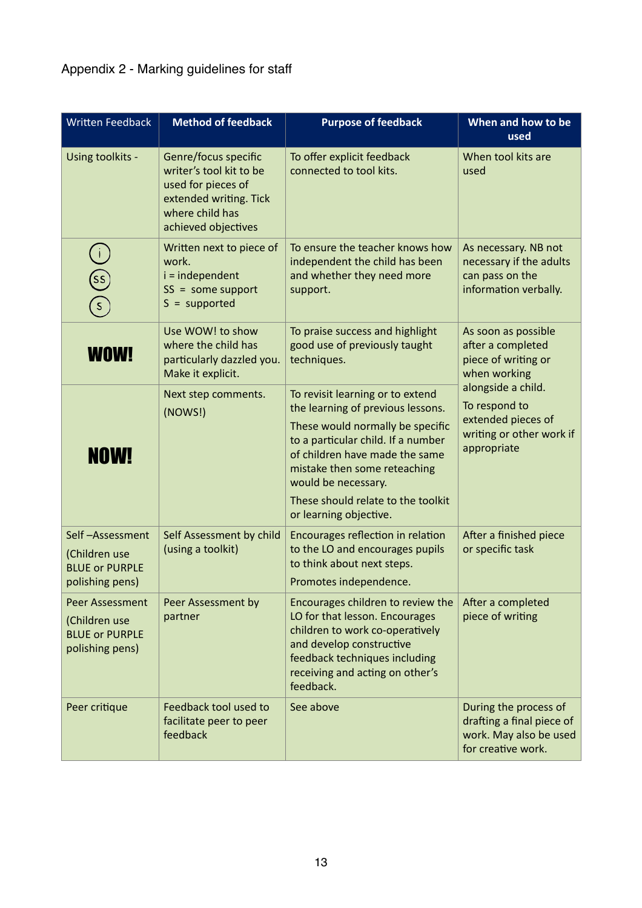Appendix 2 - Marking guidelines for staff

| Written Feedback | Method of feedback | Purpose of feedback | When and how to be used |
|---|---|---|---|
| Using toolkits - | Genre/focus specific writer's tool kit to be used for pieces of extended writing. Tick where child has achieved objectives | To offer explicit feedback connected to tool kits. | When tool kits are used |
| (i) (SS) (S) | Written next to piece of work.<br>i = independent<br>SS = some support<br>S = supported | To ensure the teacher knows how independent the child has been and whether they need more support. | As necessary. NB not necessary if the adults can pass on the information verbally. |
| **WOW!** | Use WOW! to show where the child has particularly dazzled you. Make it explicit. | To praise success and highlight good use of previously taught techniques. | As soon as possible after a completed piece of writing or when working alongside a child.<br>To respond to extended pieces of writing or other work if appropriate |
| **NOW!** | Next step comments.<br>(NOWS!) | To revisit learning or to extend the learning of previous lessons.<br>These would normally be specific to a particular child. If a number of children have made the same mistake then some reteaching would be necessary.<br>These should relate to the toolkit or learning objective. | |
| Self –Assessment<br>(Children use BLUE or PURPLE polishing pens) | Self Assessment by child (using a toolkit) | Encourages reflection in relation to the LO and encourages pupils to think about next steps.<br>Promotes independence. | After a finished piece or specific task |
| Peer Assessment<br>(Children use BLUE or PURPLE polishing pens) | Peer Assessment by partner | Encourages children to review the LO for that lesson. Encourages children to work co-operatively and develop constructive feedback techniques including receiving and acting on other's feedback. | After a completed piece of writing |
| Peer critique | Feedback tool used to facilitate peer to peer feedback | See above | During the process of drafting a final piece of work. May also be used for creative work. |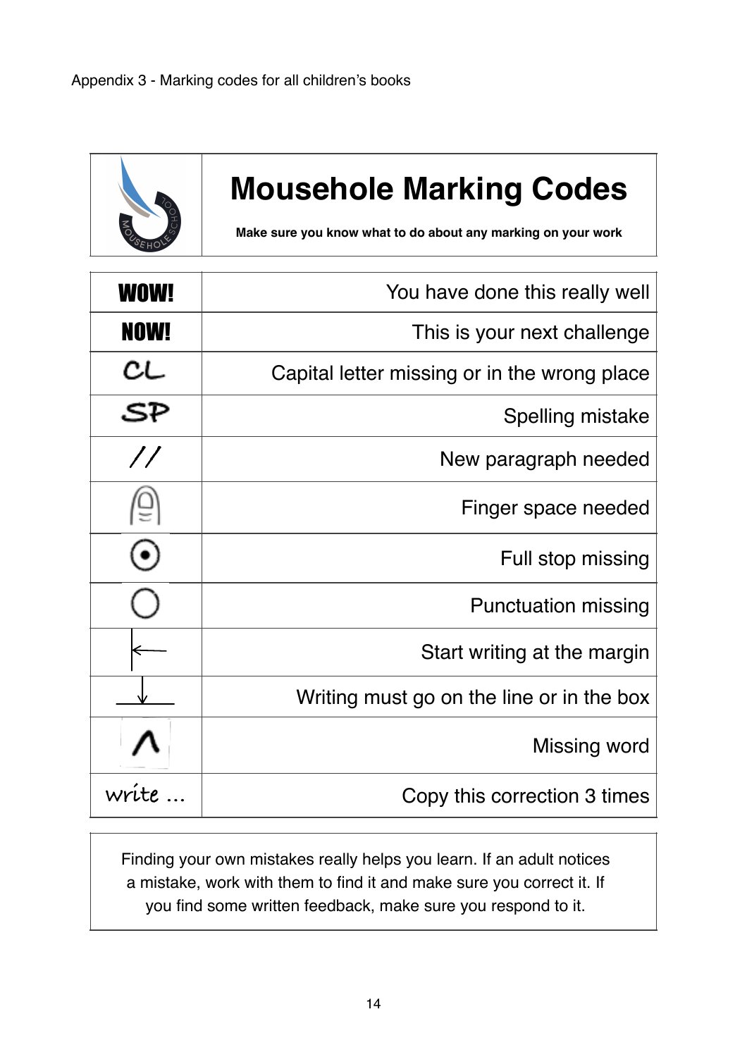Appendix 3 - Marking codes for all children's books

# Mousehole Marking Codes

**Make sure you know what to do about any marking on your work**

| Code | Meaning |
|---|---|
| **WOW!** | You have done this really well |
| **NOW!** | This is your next challenge |
| CL | Capital letter missing or in the wrong place |
| SP | Spelling mistake |
| // | New paragraph needed |
| (finger symbol) | Finger space needed |
| ⊙ | Full stop missing |
| ○ | Punctuation missing |
| ⊢← | Start writing at the margin |
| ↓ (arrow to line) | Writing must go on the line or in the box |
| ^ | Missing word |
| write ... | Copy this correction 3 times |

Finding your own mistakes really helps you learn. If an adult notices a mistake, work with them to find it and make sure you correct it. If you find some written feedback, make sure you respond to it.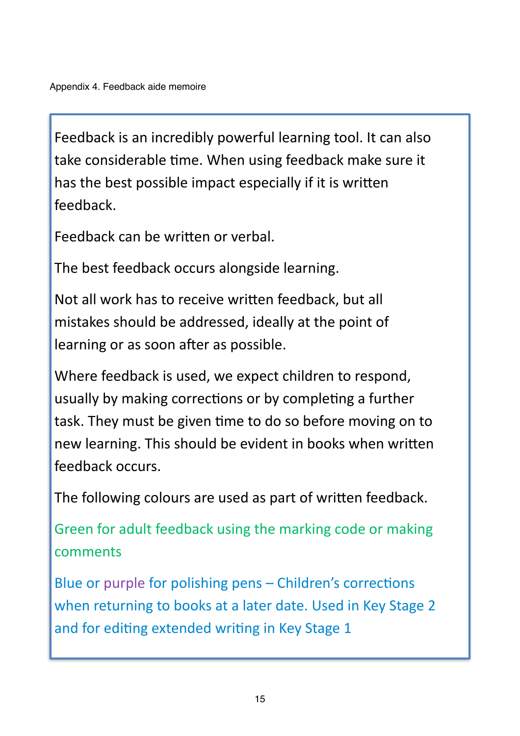Appendix 4. Feedback aide memoire

Feedback is an incredibly powerful learning tool. It can also take considerable time. When using feedback make sure it has the best possible impact especially if it is written feedback.

Feedback can be written or verbal.

The best feedback occurs alongside learning.

Not all work has to receive written feedback, but all mistakes should be addressed, ideally at the point of learning or as soon after as possible.

Where feedback is used, we expect children to respond, usually by making corrections or by completing a further task. They must be given time to do so before moving on to new learning. This should be evident in books when written feedback occurs.

The following colours are used as part of written feedback.

Green for adult feedback using the marking code or making comments

Blue or purple for polishing pens – Children's corrections when returning to books at a later date. Used in Key Stage 2 and for editing extended writing in Key Stage 1